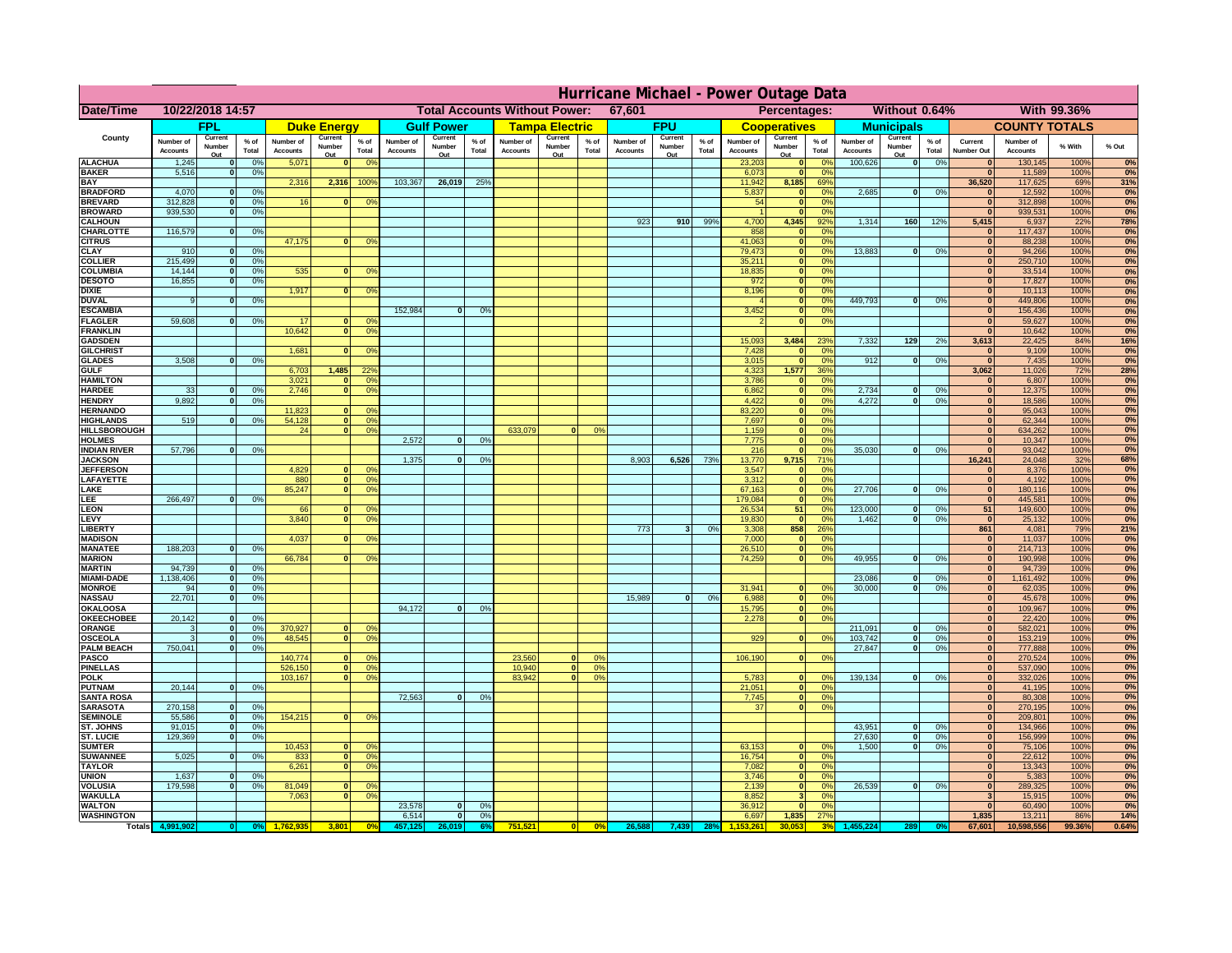# Hurricane Michael - Power Outage Data

| Date/Time | 10/22/2018 14:57 | | Total Accounts Without Power: | | 67,601 | | Percentages: | | Without 0.64% | | With 99.36% |
|---|---|---|---|---|---|---|---|---|---|---|---|

| County | FPL | | | Duke Energy | | | Gulf Power | | | Tampa Electric | | | FPU | | | Cooperatives | | | Municipals | | | COUNTY TOTALS | | | |
|---|---|---|---|---|---|---|---|---|---|---|---|---|---|---|---|---|---|---|---|---|---|---|---|---|---|
| | Number of Accounts | Current Number Out | % of Total | Number of Accounts | Current Number Out | % of Total | Number of Accounts | Current Number Out | % of Total | Number of Accounts | Current Number Out | % of Total | Number of Accounts | Current Number Out | % of Total | Number of Accounts | Current Number Out | % of Total | Number of Accounts | Current Number Out | % of Total | Current Number Out | Number of Accounts | % With | % Out |
| ALACHUA | 1,245 | 0 | 0% | 5,071 | 0 | 0% | | | | | | | | | | 23,203 | 0 | 0% | 100,626 | 0 | 0% | 0 | 130,145 | 100% | 0% |
| BAKER | 5,516 | 0 | 0% | | | | | | | | | | | | | 6,073 | 0 | 0% | | | | 0 | 11,589 | 100% | 0% |
| BAY | | | | 2,316 | 2,316 | 100% | 103,367 | 26,019 | 25% | | | | | | | 11,942 | 8,185 | 69% | | | | 36,520 | 117,625 | 69% | 31% |
| BRADFORD | 4,070 | 0 | 0% | | | | | | | | | | | | | 5,837 | 0 | 0% | 2,685 | 0 | 0% | 0 | 12,592 | 100% | 0% |
| BREVARD | 312,828 | 0 | 0% | 16 | 0 | 0% | | | | | | | | | | 54 | 0 | 0% | | | | 0 | 312,898 | 100% | 0% |
| BROWARD | 939,530 | 0 | 0% | | | | | | | | | | | | | 1 | 0 | 0% | | | | 0 | 939,531 | 100% | 0% |
| CALHOUN | | | | | | | | | | | | | 923 | 910 | 99% | 4,700 | 4,345 | 92% | 1,314 | 160 | 12% | 5,415 | 6,937 | 22% | 78% |
| CHARLOTTE | 116,579 | 0 | 0% | | | | | | | | | | | | | 858 | 0 | 0% | | | | 0 | 117,437 | 100% | 0% |
| CITRUS | | | | 47,175 | 0 | 0% | | | | | | | | | | 41,063 | 0 | 0% | | | | 0 | 88,238 | 100% | 0% |
| CLAY | 910 | 0 | 0% | | | | | | | | | | | | | 79,473 | 0 | 0% | 13,883 | 0 | 0% | 0 | 94,266 | 100% | 0% |
| COLLIER | 215,499 | 0 | 0% | | | | | | | | | | | | | 35,211 | 0 | 0% | | | | 0 | 250,710 | 100% | 0% |
| COLUMBIA | 14,144 | 0 | 0% | 535 | 0 | 0% | | | | | | | | | | 18,835 | 0 | 0% | | | | 0 | 33,514 | 100% | 0% |
| DESOTO | 16,855 | 0 | 0% | | | | | | | | | | | | | 972 | 0 | 0% | | | | 0 | 17,827 | 100% | 0% |
| DIXIE | | | | 1,917 | 0 | 0% | | | | | | | | | | 8,196 | 0 | 0% | | | | 0 | 10,113 | 100% | 0% |
| DUVAL | 9 | 0 | 0% | | | | | | | | | | | | | 4 | 0 | 0% | 449,793 | 0 | 0% | 0 | 449,806 | 100% | 0% |
| ESCAMBIA | | | | | | | 152,984 | 0 | 0% | | | | | | | 3,452 | 0 | 0% | | | | 0 | 156,436 | 100% | 0% |
| FLAGLER | 59,608 | 0 | 0% | 17 | 0 | 0% | | | | | | | | | | 2 | 0 | 0% | | | | 0 | 59,627 | 100% | 0% |
| FRANKLIN | | | | 10,642 | 0 | 0% | | | | | | | | | | | | | | | | 0 | 10,642 | 100% | 0% |
| GADSDEN | | | | | | | | | | | | | | | | 15,093 | 3,484 | 23% | 7,332 | 129 | 2% | 3,613 | 22,425 | 84% | 16% |
| GILCHRIST | | | | 1,681 | 0 | 0% | | | | | | | | | | 7,428 | 0 | 0% | | | | 0 | 9,109 | 100% | 0% |
| GLADES | 3,508 | 0 | 0% | | | | | | | | | | | | | 3,015 | 0 | 0% | 912 | 0 | 0% | 0 | 7,435 | 100% | 0% |
| GULF | | | | 6,703 | 1,485 | 22% | | | | | | | | | | 4,323 | 1,577 | 36% | | | | 3,062 | 11,026 | 72% | 28% |
| HAMILTON | | | | 3,021 | 0 | 0% | | | | | | | | | | 3,786 | 0 | 0% | | | | 0 | 6,807 | 100% | 0% |
| HARDEE | 33 | 0 | 0% | 2,746 | 0 | 0% | | | | | | | | | | 6,862 | 0 | 0% | 2,734 | 0 | 0% | 0 | 12,375 | 100% | 0% |
| HENDRY | 9,892 | 0 | 0% | | | | | | | | | | | | | 4,422 | 0 | 0% | 4,272 | 0 | 0% | 0 | 18,586 | 100% | 0% |
| HERNANDO | | | | 11,823 | 0 | 0% | | | | | | | | | | 83,220 | 0 | 0% | | | | 0 | 95,043 | 100% | 0% |
| HIGHLANDS | 519 | 0 | 0% | 54,128 | 0 | 0% | | | | | | | | | | 7,697 | 0 | 0% | | | | 0 | 62,344 | 100% | 0% |
| HILLSBOROUGH | | | | 24 | 0 | 0% | | | | 633,079 | 0 | 0% | | | | 1,159 | 0 | 0% | | | | 0 | 634,262 | 100% | 0% |
| HOLMES | | | | | | | 2,572 | 0 | 0% | | | | | | | 7,775 | 0 | 0% | | | | 0 | 10,347 | 100% | 0% |
| INDIAN RIVER | 57,796 | 0 | 0% | | | | | | | | | | | | | 216 | 0 | 0% | 35,030 | 0 | 0% | 0 | 93,042 | 100% | 0% |
| JACKSON | | | | | | | 1,375 | 0 | 0% | | | | 8,903 | 6,526 | 73% | 13,770 | 9,715 | 71% | | | | 16,241 | 24,048 | 32% | 68% |
| JEFFERSON | | | | 4,829 | 0 | 0% | | | | | | | | | | 3,547 | 0 | 0% | | | | 0 | 8,376 | 100% | 0% |
| LAFAYETTE | | | | 880 | 0 | 0% | | | | | | | | | | 3,312 | 0 | 0% | | | | 0 | 4,192 | 100% | 0% |
| LAKE | | | | 85,247 | 0 | 0% | | | | | | | | | | 67,163 | 0 | 0% | 27,706 | 0 | 0% | 0 | 180,116 | 100% | 0% |
| LEE | 266,497 | 0 | 0% | | | | | | | | | | | | | 179,084 | 0 | 0% | | | | 0 | 445,581 | 100% | 0% |
| LEON | | | | 66 | 0 | 0% | | | | | | | | | | 26,534 | 51 | 0% | 123,000 | 0 | 0% | 51 | 149,600 | 100% | 0% |
| LEVY | | | | 3,840 | 0 | 0% | | | | | | | | | | 19,830 | 0 | 0% | 1,462 | 0 | 0% | 0 | 25,132 | 100% | 0% |
| LIBERTY | | | | | | | | | | | | | 773 | 3 | 0% | 3,308 | 858 | 26% | | | | 861 | 4,081 | 79% | 21% |
| MADISON | | | | 4,037 | 0 | 0% | | | | | | | | | | 7,000 | 0 | 0% | | | | 0 | 11,037 | 100% | 0% |
| MANATEE | 188,203 | 0 | 0% | | | | | | | | | | | | | 26,510 | 0 | 0% | | | | 0 | 214,713 | 100% | 0% |
| MARION | | | | 66,784 | 0 | 0% | | | | | | | | | | 74,259 | 0 | 0% | 49,955 | 0 | 0% | 0 | 190,998 | 100% | 0% |
| MARTIN | 94,739 | 0 | 0% | | | | | | | | | | | | | | | | | | | 0 | 94,739 | 100% | 0% |
| MIAMI-DADE | 1,138,406 | 0 | 0% | | | | | | | | | | | | | | | | 23,086 | 0 | 0% | 0 | 1,161,492 | 100% | 0% |
| MONROE | 94 | 0 | 0% | | | | | | | | | | | | | 31,941 | 0 | 0% | 30,000 | 0 | 0% | 0 | 62,035 | 100% | 0% |
| NASSAU | 22,701 | 0 | 0% | | | | | | | | | | 15,989 | 0 | 0% | 6,988 | 0 | 0% | | | | 0 | 45,678 | 100% | 0% |
| OKALOOSA | | | | | | | 94,172 | 0 | 0% | | | | | | | 15,795 | 0 | 0% | | | | 0 | 109,967 | 100% | 0% |
| OKEECHOBEE | 20,142 | 0 | 0% | | | | | | | | | | | | | 2,278 | 0 | 0% | | | | 0 | 22,420 | 100% | 0% |
| ORANGE | 3 | 0 | 0% | 370,927 | 0 | 0% | | | | | | | | | | | | | 211,091 | 0 | 0% | 0 | 582,021 | 100% | 0% |
| OSCEOLA | 3 | 0 | 0% | 48,545 | 0 | 0% | | | | | | | | | | 929 | 0 | 0% | 103,742 | 0 | 0% | 0 | 153,219 | 100% | 0% |
| PALM BEACH | 750,041 | 0 | 0% | | | | | | | | | | | | | | | | 27,847 | 0 | 0% | 0 | 777,888 | 100% | 0% |
| PASCO | | | | 140,774 | 0 | 0% | | | | 23,560 | 0 | 0% | | | | 106,190 | 0 | 0% | | | | 0 | 270,524 | 100% | 0% |
| PINELLAS | | | | 526,150 | 0 | 0% | | | | 10,940 | 0 | 0% | | | | | | | | | | 0 | 537,090 | 100% | 0% |
| POLK | | | | 103,167 | 0 | 0% | | | | 83,942 | 0 | 0% | | | | 5,783 | 0 | 0% | 139,134 | 0 | 0% | 0 | 332,026 | 100% | 0% |
| PUTNAM | 20,144 | 0 | 0% | | | | | | | | | | | | | 21,051 | 0 | 0% | | | | 0 | 41,195 | 100% | 0% |
| SANTA ROSA | | | | | | | 72,563 | 0 | 0% | | | | | | | 7,745 | 0 | 0% | | | | 0 | 80,308 | 100% | 0% |
| SARASOTA | 270,158 | 0 | 0% | | | | | | | | | | | | | 37 | 0 | 0% | | | | 0 | 270,195 | 100% | 0% |
| SEMINOLE | 55,586 | 0 | 0% | 154,215 | 0 | 0% | | | | | | | | | | | | | | | | 0 | 209,801 | 100% | 0% |
| ST. JOHNS | 91,015 | 0 | 0% | | | | | | | | | | | | | | | | 43,951 | 0 | 0% | 0 | 134,966 | 100% | 0% |
| ST. LUCIE | 129,369 | 0 | 0% | | | | | | | | | | | | | | | | 27,630 | 0 | 0% | 0 | 156,999 | 100% | 0% |
| SUMTER | | | | 10,453 | 0 | 0% | | | | | | | | | | 63,153 | 0 | 0% | 1,500 | 0 | 0% | 0 | 75,106 | 100% | 0% |
| SUWANNEE | 5,025 | 0 | 0% | 833 | 0 | 0% | | | | | | | | | | 16,754 | 0 | 0% | | | | 0 | 22,612 | 100% | 0% |
| TAYLOR | | | | 6,261 | 0 | 0% | | | | | | | | | | 7,082 | 0 | 0% | | | | 0 | 13,343 | 100% | 0% |
| UNION | 1,637 | 0 | 0% | | | | | | | | | | | | | 3,746 | 0 | 0% | | | | 0 | 5,383 | 100% | 0% |
| VOLUSIA | 179,598 | 0 | 0% | 81,049 | 0 | 0% | | | | | | | | | | 2,139 | 0 | 0% | 26,539 | 0 | 0% | 0 | 289,325 | 100% | 0% |
| WAKULLA | | | | 7,063 | 0 | 0% | | | | | | | | | | 8,852 | 3 | 0% | | | | 3 | 15,915 | 100% | 0% |
| WALTON | | | | | | | 23,578 | 0 | 0% | | | | | | | 36,912 | 0 | 0% | | | | 0 | 60,490 | 100% | 0% |
| WASHINGTON | | | | | | | 6,514 | 0 | 0% | | | | | | | 6,697 | 1,835 | 27% | | | | 1,835 | 13,211 | 86% | 14% |
| Totals | 4,991,902 | 0 | 0% | 1,762,935 | 3,801 | 0% | 457,125 | 26,019 | 6% | 751,521 | 0 | 0% | 26,588 | 7,439 | 28% | 1,153,261 | 30,053 | 3% | 1,455,224 | 289 | 0% | 67,601 | 10,598,556 | 99.36% | 0.64% |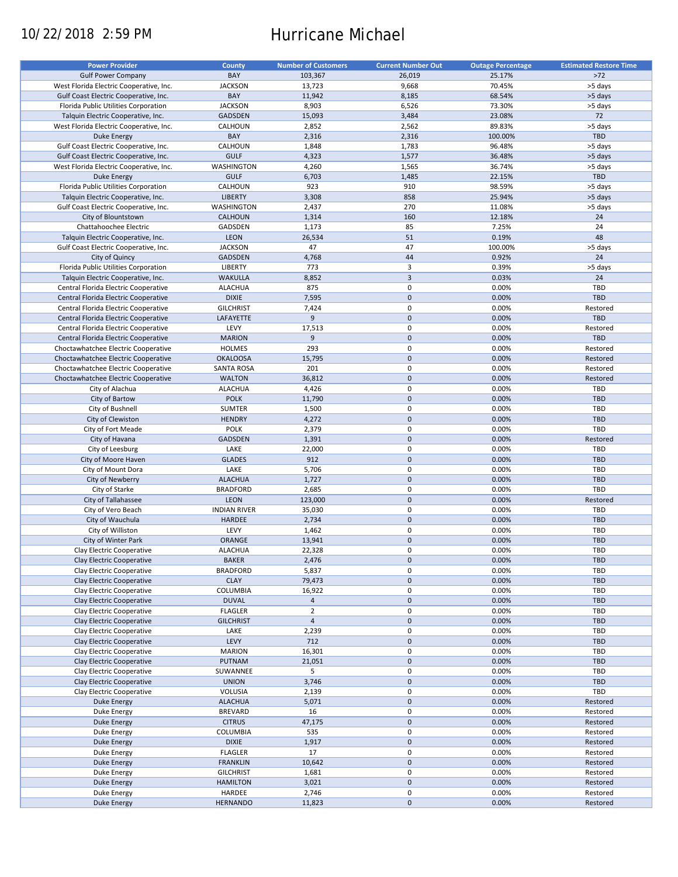10/22/2018 2:59 PM

# Hurricane Michael

| Power Provider | County | Number of Customers | Current Number Out | Outage Percentage | Estimated Restore Time |
|---|---|---|---|---|---|
| Gulf Power Company | BAY | 103,367 | 26,019 | 25.17% | >72 |
| West Florida Electric Cooperative, Inc. | JACKSON | 13,723 | 9,668 | 70.45% | >5 days |
| Gulf Coast Electric Cooperative, Inc. | BAY | 11,942 | 8,185 | 68.54% | >5 days |
| Florida Public Utilities Corporation | JACKSON | 8,903 | 6,526 | 73.30% | >5 days |
| Talquin Electric Cooperative, Inc. | GADSDEN | 15,093 | 3,484 | 23.08% | 72 |
| West Florida Electric Cooperative, Inc. | CALHOUN | 2,852 | 2,562 | 89.83% | >5 days |
| Duke Energy | BAY | 2,316 | 2,316 | 100.00% | TBD |
| Gulf Coast Electric Cooperative, Inc. | CALHOUN | 1,848 | 1,783 | 96.48% | >5 days |
| Gulf Coast Electric Cooperative, Inc. | GULF | 4,323 | 1,577 | 36.48% | >5 days |
| West Florida Electric Cooperative, Inc. | WASHINGTON | 4,260 | 1,565 | 36.74% | >5 days |
| Duke Energy | GULF | 6,703 | 1,485 | 22.15% | TBD |
| Florida Public Utilities Corporation | CALHOUN | 923 | 910 | 98.59% | >5 days |
| Talquin Electric Cooperative, Inc. | LIBERTY | 3,308 | 858 | 25.94% | >5 days |
| Gulf Coast Electric Cooperative, Inc. | WASHINGTON | 2,437 | 270 | 11.08% | >5 days |
| City of Blountstown | CALHOUN | 1,314 | 160 | 12.18% | 24 |
| Chattahoochee Electric | GADSDEN | 1,173 | 85 | 7.25% | 24 |
| Talquin Electric Cooperative, Inc. | LEON | 26,534 | 51 | 0.19% | 48 |
| Gulf Coast Electric Cooperative, Inc. | JACKSON | 47 | 47 | 100.00% | >5 days |
| City of Quincy | GADSDEN | 4,768 | 44 | 0.92% | 24 |
| Florida Public Utilities Corporation | LIBERTY | 773 | 3 | 0.39% | >5 days |
| Talquin Electric Cooperative, Inc. | WAKULLA | 8,852 | 3 | 0.03% | 24 |
| Central Florida Electric Cooperative | ALACHUA | 875 | 0 | 0.00% | TBD |
| Central Florida Electric Cooperative | DIXIE | 7,595 | 0 | 0.00% | TBD |
| Central Florida Electric Cooperative | GILCHRIST | 7,424 | 0 | 0.00% | Restored |
| Central Florida Electric Cooperative | LAFAYETTE | 9 | 0 | 0.00% | TBD |
| Central Florida Electric Cooperative | LEVY | 17,513 | 0 | 0.00% | Restored |
| Central Florida Electric Cooperative | MARION | 9 | 0 | 0.00% | TBD |
| Choctawhatchee Electric Cooperative | HOLMES | 293 | 0 | 0.00% | Restored |
| Choctawhatchee Electric Cooperative | OKALOOSA | 15,795 | 0 | 0.00% | Restored |
| Choctawhatchee Electric Cooperative | SANTA ROSA | 201 | 0 | 0.00% | Restored |
| Choctawhatchee Electric Cooperative | WALTON | 36,812 | 0 | 0.00% | Restored |
| City of Alachua | ALACHUA | 4,426 | 0 | 0.00% | TBD |
| City of Bartow | POLK | 11,790 | 0 | 0.00% | TBD |
| City of Bushnell | SUMTER | 1,500 | 0 | 0.00% | TBD |
| City of Clewiston | HENDRY | 4,272 | 0 | 0.00% | TBD |
| City of Fort Meade | POLK | 2,379 | 0 | 0.00% | TBD |
| City of Havana | GADSDEN | 1,391 | 0 | 0.00% | Restored |
| City of Leesburg | LAKE | 22,000 | 0 | 0.00% | TBD |
| City of Moore Haven | GLADES | 912 | 0 | 0.00% | TBD |
| City of Mount Dora | LAKE | 5,706 | 0 | 0.00% | TBD |
| City of Newberry | ALACHUA | 1,727 | 0 | 0.00% | TBD |
| City of Starke | BRADFORD | 2,685 | 0 | 0.00% | TBD |
| City of Tallahassee | LEON | 123,000 | 0 | 0.00% | Restored |
| City of Vero Beach | INDIAN RIVER | 35,030 | 0 | 0.00% | TBD |
| City of Wauchula | HARDEE | 2,734 | 0 | 0.00% | TBD |
| City of Williston | LEVY | 1,462 | 0 | 0.00% | TBD |
| City of Winter Park | ORANGE | 13,941 | 0 | 0.00% | TBD |
| Clay Electric Cooperative | ALACHUA | 22,328 | 0 | 0.00% | TBD |
| Clay Electric Cooperative | BAKER | 2,476 | 0 | 0.00% | TBD |
| Clay Electric Cooperative | BRADFORD | 5,837 | 0 | 0.00% | TBD |
| Clay Electric Cooperative | CLAY | 79,473 | 0 | 0.00% | TBD |
| Clay Electric Cooperative | COLUMBIA | 16,922 | 0 | 0.00% | TBD |
| Clay Electric Cooperative | DUVAL | 4 | 0 | 0.00% | TBD |
| Clay Electric Cooperative | FLAGLER | 2 | 0 | 0.00% | TBD |
| Clay Electric Cooperative | GILCHRIST | 4 | 0 | 0.00% | TBD |
| Clay Electric Cooperative | LAKE | 2,239 | 0 | 0.00% | TBD |
| Clay Electric Cooperative | LEVY | 712 | 0 | 0.00% | TBD |
| Clay Electric Cooperative | MARION | 16,301 | 0 | 0.00% | TBD |
| Clay Electric Cooperative | PUTNAM | 21,051 | 0 | 0.00% | TBD |
| Clay Electric Cooperative | SUWANNEE | 5 | 0 | 0.00% | TBD |
| Clay Electric Cooperative | UNION | 3,746 | 0 | 0.00% | TBD |
| Clay Electric Cooperative | VOLUSIA | 2,139 | 0 | 0.00% | TBD |
| Duke Energy | ALACHUA | 5,071 | 0 | 0.00% | Restored |
| Duke Energy | BREVARD | 16 | 0 | 0.00% | Restored |
| Duke Energy | CITRUS | 47,175 | 0 | 0.00% | Restored |
| Duke Energy | COLUMBIA | 535 | 0 | 0.00% | Restored |
| Duke Energy | DIXIE | 1,917 | 0 | 0.00% | Restored |
| Duke Energy | FLAGLER | 17 | 0 | 0.00% | Restored |
| Duke Energy | FRANKLIN | 10,642 | 0 | 0.00% | Restored |
| Duke Energy | GILCHRIST | 1,681 | 0 | 0.00% | Restored |
| Duke Energy | HAMILTON | 3,021 | 0 | 0.00% | Restored |
| Duke Energy | HARDEE | 2,746 | 0 | 0.00% | Restored |
| Duke Energy | HERNANDO | 11,823 | 0 | 0.00% | Restored |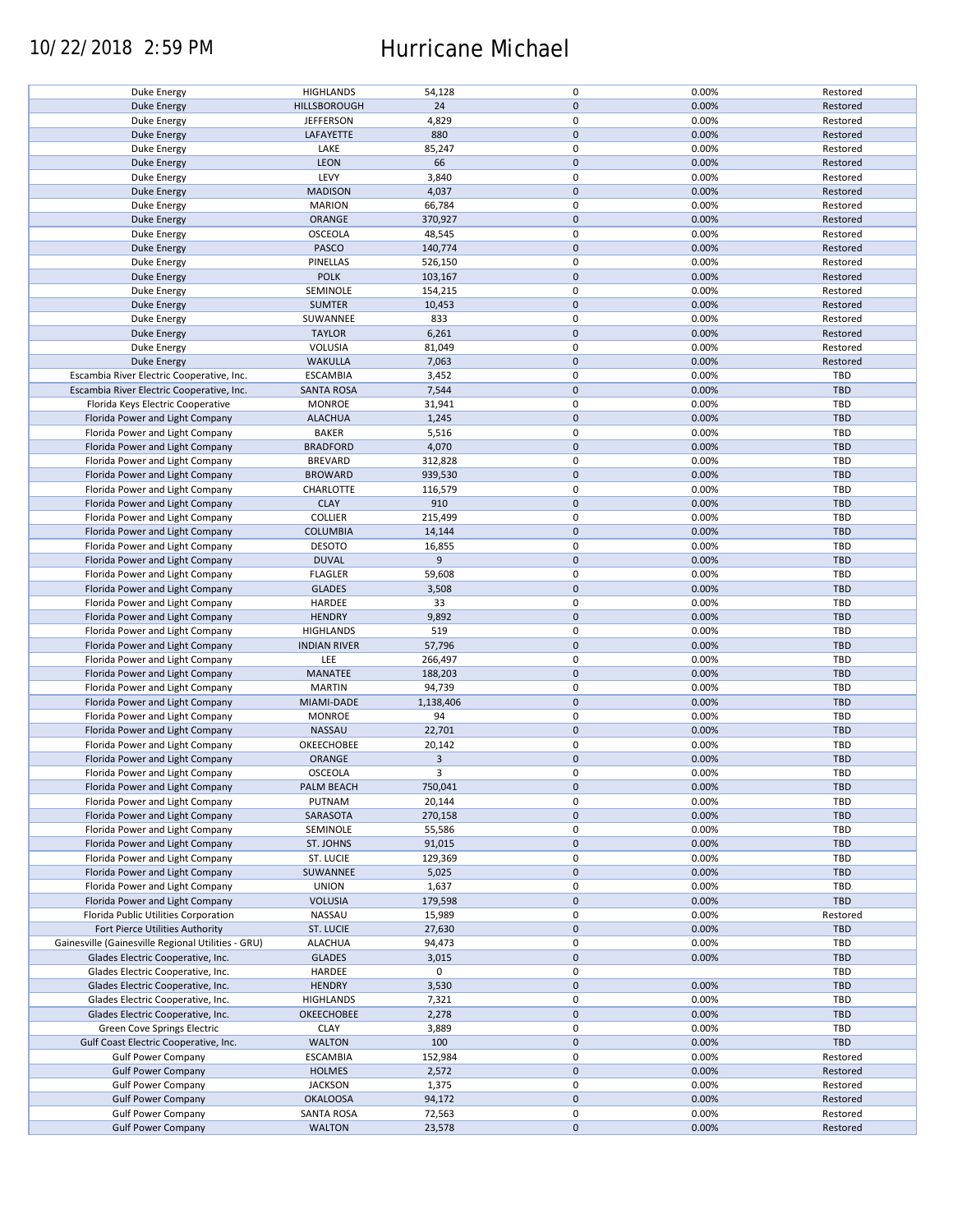| | | | | | |
|---|---|---|---|---|---|
| Duke Energy | HIGHLANDS | 54,128 | 0 | 0.00% | Restored |
| Duke Energy | HILLSBOROUGH | 24 | 0 | 0.00% | Restored |
| Duke Energy | JEFFERSON | 4,829 | 0 | 0.00% | Restored |
| Duke Energy | LAFAYETTE | 880 | 0 | 0.00% | Restored |
| Duke Energy | LAKE | 85,247 | 0 | 0.00% | Restored |
| Duke Energy | LEON | 66 | 0 | 0.00% | Restored |
| Duke Energy | LEVY | 3,840 | 0 | 0.00% | Restored |
| Duke Energy | MADISON | 4,037 | 0 | 0.00% | Restored |
| Duke Energy | MARION | 66,784 | 0 | 0.00% | Restored |
| Duke Energy | ORANGE | 370,927 | 0 | 0.00% | Restored |
| Duke Energy | OSCEOLA | 48,545 | 0 | 0.00% | Restored |
| Duke Energy | PASCO | 140,774 | 0 | 0.00% | Restored |
| Duke Energy | PINELLAS | 526,150 | 0 | 0.00% | Restored |
| Duke Energy | POLK | 103,167 | 0 | 0.00% | Restored |
| Duke Energy | SEMINOLE | 154,215 | 0 | 0.00% | Restored |
| Duke Energy | SUMTER | 10,453 | 0 | 0.00% | Restored |
| Duke Energy | SUWANNEE | 833 | 0 | 0.00% | Restored |
| Duke Energy | TAYLOR | 6,261 | 0 | 0.00% | Restored |
| Duke Energy | VOLUSIA | 81,049 | 0 | 0.00% | Restored |
| Duke Energy | WAKULLA | 7,063 | 0 | 0.00% | Restored |
| Escambia River Electric Cooperative, Inc. | ESCAMBIA | 3,452 | 0 | 0.00% | TBD |
| Escambia River Electric Cooperative, Inc. | SANTA ROSA | 7,544 | 0 | 0.00% | TBD |
| Florida Keys Electric Cooperative | MONROE | 31,941 | 0 | 0.00% | TBD |
| Florida Power and Light Company | ALACHUA | 1,245 | 0 | 0.00% | TBD |
| Florida Power and Light Company | BAKER | 5,516 | 0 | 0.00% | TBD |
| Florida Power and Light Company | BRADFORD | 4,070 | 0 | 0.00% | TBD |
| Florida Power and Light Company | BREVARD | 312,828 | 0 | 0.00% | TBD |
| Florida Power and Light Company | BROWARD | 939,530 | 0 | 0.00% | TBD |
| Florida Power and Light Company | CHARLOTTE | 116,579 | 0 | 0.00% | TBD |
| Florida Power and Light Company | CLAY | 910 | 0 | 0.00% | TBD |
| Florida Power and Light Company | COLLIER | 215,499 | 0 | 0.00% | TBD |
| Florida Power and Light Company | COLUMBIA | 14,144 | 0 | 0.00% | TBD |
| Florida Power and Light Company | DESOTO | 16,855 | 0 | 0.00% | TBD |
| Florida Power and Light Company | DUVAL | 9 | 0 | 0.00% | TBD |
| Florida Power and Light Company | FLAGLER | 59,608 | 0 | 0.00% | TBD |
| Florida Power and Light Company | GLADES | 3,508 | 0 | 0.00% | TBD |
| Florida Power and Light Company | HARDEE | 33 | 0 | 0.00% | TBD |
| Florida Power and Light Company | HENDRY | 9,892 | 0 | 0.00% | TBD |
| Florida Power and Light Company | HIGHLANDS | 519 | 0 | 0.00% | TBD |
| Florida Power and Light Company | INDIAN RIVER | 57,796 | 0 | 0.00% | TBD |
| Florida Power and Light Company | LEE | 266,497 | 0 | 0.00% | TBD |
| Florida Power and Light Company | MANATEE | 188,203 | 0 | 0.00% | TBD |
| Florida Power and Light Company | MARTIN | 94,739 | 0 | 0.00% | TBD |
| Florida Power and Light Company | MIAMI-DADE | 1,138,406 | 0 | 0.00% | TBD |
| Florida Power and Light Company | MONROE | 94 | 0 | 0.00% | TBD |
| Florida Power and Light Company | NASSAU | 22,701 | 0 | 0.00% | TBD |
| Florida Power and Light Company | OKEECHOBEE | 20,142 | 0 | 0.00% | TBD |
| Florida Power and Light Company | ORANGE | 3 | 0 | 0.00% | TBD |
| Florida Power and Light Company | OSCEOLA | 3 | 0 | 0.00% | TBD |
| Florida Power and Light Company | PALM BEACH | 750,041 | 0 | 0.00% | TBD |
| Florida Power and Light Company | PUTNAM | 20,144 | 0 | 0.00% | TBD |
| Florida Power and Light Company | SARASOTA | 270,158 | 0 | 0.00% | TBD |
| Florida Power and Light Company | SEMINOLE | 55,586 | 0 | 0.00% | TBD |
| Florida Power and Light Company | ST. JOHNS | 91,015 | 0 | 0.00% | TBD |
| Florida Power and Light Company | ST. LUCIE | 129,369 | 0 | 0.00% | TBD |
| Florida Power and Light Company | SUWANNEE | 5,025 | 0 | 0.00% | TBD |
| Florida Power and Light Company | UNION | 1,637 | 0 | 0.00% | TBD |
| Florida Power and Light Company | VOLUSIA | 179,598 | 0 | 0.00% | TBD |
| Florida Public Utilities Corporation | NASSAU | 15,989 | 0 | 0.00% | Restored |
| Fort Pierce Utilities Authority | ST. LUCIE | 27,630 | 0 | 0.00% | TBD |
| Gainesville (Gainesville Regional Utilities - GRU) | ALACHUA | 94,473 | 0 | 0.00% | TBD |
| Glades Electric Cooperative, Inc. | GLADES | 3,015 | 0 | 0.00% | TBD |
| Glades Electric Cooperative, Inc. | HARDEE | 0 | 0 | | TBD |
| Glades Electric Cooperative, Inc. | HENDRY | 3,530 | 0 | 0.00% | TBD |
| Glades Electric Cooperative, Inc. | HIGHLANDS | 7,321 | 0 | 0.00% | TBD |
| Glades Electric Cooperative, Inc. | OKEECHOBEE | 2,278 | 0 | 0.00% | TBD |
| Green Cove Springs Electric | CLAY | 3,889 | 0 | 0.00% | TBD |
| Gulf Coast Electric Cooperative, Inc. | WALTON | 100 | 0 | 0.00% | TBD |
| Gulf Power Company | ESCAMBIA | 152,984 | 0 | 0.00% | Restored |
| Gulf Power Company | HOLMES | 2,572 | 0 | 0.00% | Restored |
| Gulf Power Company | JACKSON | 1,375 | 0 | 0.00% | Restored |
| Gulf Power Company | OKALOOSA | 94,172 | 0 | 0.00% | Restored |
| Gulf Power Company | SANTA ROSA | 72,563 | 0 | 0.00% | Restored |
| Gulf Power Company | WALTON | 23,578 | 0 | 0.00% | Restored |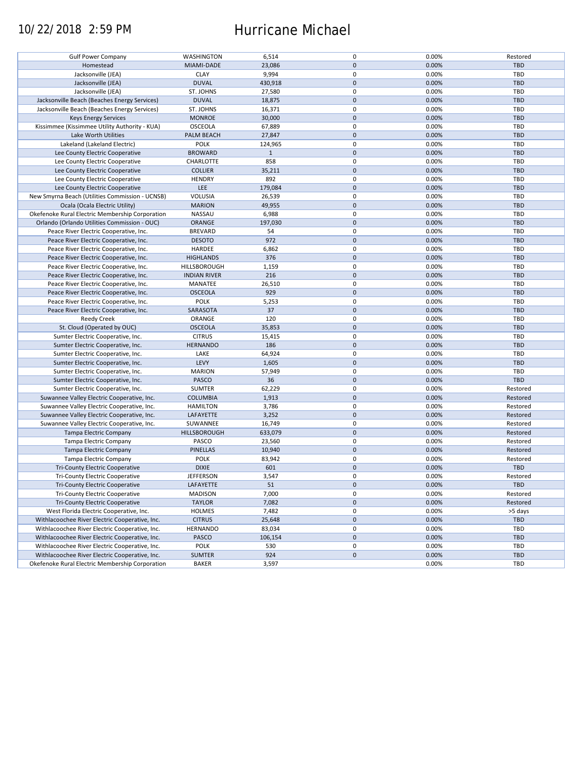10/22/2018 2:59 PM

# Hurricane Michael

| | | | | | |
|---|---|---|---|---|---|
| Gulf Power Company | WASHINGTON | 6,514 | 0 | 0.00% | Restored |
| Homestead | MIAMI-DADE | 23,086 | 0 | 0.00% | TBD |
| Jacksonville (JEA) | CLAY | 9,994 | 0 | 0.00% | TBD |
| Jacksonville (JEA) | DUVAL | 430,918 | 0 | 0.00% | TBD |
| Jacksonville (JEA) | ST. JOHNS | 27,580 | 0 | 0.00% | TBD |
| Jacksonville Beach (Beaches Energy Services) | DUVAL | 18,875 | 0 | 0.00% | TBD |
| Jacksonville Beach (Beaches Energy Services) | ST. JOHNS | 16,371 | 0 | 0.00% | TBD |
| Keys Energy Services | MONROE | 30,000 | 0 | 0.00% | TBD |
| Kissimmee (Kissimmee Utility Authority - KUA) | OSCEOLA | 67,889 | 0 | 0.00% | TBD |
| Lake Worth Utilities | PALM BEACH | 27,847 | 0 | 0.00% | TBD |
| Lakeland (Lakeland Electric) | POLK | 124,965 | 0 | 0.00% | TBD |
| Lee County Electric Cooperative | BROWARD | 1 | 0 | 0.00% | TBD |
| Lee County Electric Cooperative | CHARLOTTE | 858 | 0 | 0.00% | TBD |
| Lee County Electric Cooperative | COLLIER | 35,211 | 0 | 0.00% | TBD |
| Lee County Electric Cooperative | HENDRY | 892 | 0 | 0.00% | TBD |
| Lee County Electric Cooperative | LEE | 179,084 | 0 | 0.00% | TBD |
| New Smyrna Beach (Utilities Commission - UCNSB) | VOLUSIA | 26,539 | 0 | 0.00% | TBD |
| Ocala (Ocala Electric Utility) | MARION | 49,955 | 0 | 0.00% | TBD |
| Okefenoke Rural Electric Membership Corporation | NASSAU | 6,988 | 0 | 0.00% | TBD |
| Orlando (Orlando Utilities Commission - OUC) | ORANGE | 197,030 | 0 | 0.00% | TBD |
| Peace River Electric Cooperative, Inc. | BREVARD | 54 | 0 | 0.00% | TBD |
| Peace River Electric Cooperative, Inc. | DESOTO | 972 | 0 | 0.00% | TBD |
| Peace River Electric Cooperative, Inc. | HARDEE | 6,862 | 0 | 0.00% | TBD |
| Peace River Electric Cooperative, Inc. | HIGHLANDS | 376 | 0 | 0.00% | TBD |
| Peace River Electric Cooperative, Inc. | HILLSBOROUGH | 1,159 | 0 | 0.00% | TBD |
| Peace River Electric Cooperative, Inc. | INDIAN RIVER | 216 | 0 | 0.00% | TBD |
| Peace River Electric Cooperative, Inc. | MANATEE | 26,510 | 0 | 0.00% | TBD |
| Peace River Electric Cooperative, Inc. | OSCEOLA | 929 | 0 | 0.00% | TBD |
| Peace River Electric Cooperative, Inc. | POLK | 5,253 | 0 | 0.00% | TBD |
| Peace River Electric Cooperative, Inc. | SARASOTA | 37 | 0 | 0.00% | TBD |
| Reedy Creek | ORANGE | 120 | 0 | 0.00% | TBD |
| St. Cloud (Operated by OUC) | OSCEOLA | 35,853 | 0 | 0.00% | TBD |
| Sumter Electric Cooperative, Inc. | CITRUS | 15,415 | 0 | 0.00% | TBD |
| Sumter Electric Cooperative, Inc. | HERNANDO | 186 | 0 | 0.00% | TBD |
| Sumter Electric Cooperative, Inc. | LAKE | 64,924 | 0 | 0.00% | TBD |
| Sumter Electric Cooperative, Inc. | LEVY | 1,605 | 0 | 0.00% | TBD |
| Sumter Electric Cooperative, Inc. | MARION | 57,949 | 0 | 0.00% | TBD |
| Sumter Electric Cooperative, Inc. | PASCO | 36 | 0 | 0.00% | TBD |
| Sumter Electric Cooperative, Inc. | SUMTER | 62,229 | 0 | 0.00% | Restored |
| Suwannee Valley Electric Cooperative, Inc. | COLUMBIA | 1,913 | 0 | 0.00% | Restored |
| Suwannee Valley Electric Cooperative, Inc. | HAMILTON | 3,786 | 0 | 0.00% | Restored |
| Suwannee Valley Electric Cooperative, Inc. | LAFAYETTE | 3,252 | 0 | 0.00% | Restored |
| Suwannee Valley Electric Cooperative, Inc. | SUWANNEE | 16,749 | 0 | 0.00% | Restored |
| Tampa Electric Company | HILLSBOROUGH | 633,079 | 0 | 0.00% | Restored |
| Tampa Electric Company | PASCO | 23,560 | 0 | 0.00% | Restored |
| Tampa Electric Company | PINELLAS | 10,940 | 0 | 0.00% | Restored |
| Tampa Electric Company | POLK | 83,942 | 0 | 0.00% | Restored |
| Tri-County Electric Cooperative | DIXIE | 601 | 0 | 0.00% | TBD |
| Tri-County Electric Cooperative | JEFFERSON | 3,547 | 0 | 0.00% | Restored |
| Tri-County Electric Cooperative | LAFAYETTE | 51 | 0 | 0.00% | TBD |
| Tri-County Electric Cooperative | MADISON | 7,000 | 0 | 0.00% | Restored |
| Tri-County Electric Cooperative | TAYLOR | 7,082 | 0 | 0.00% | Restored |
| West Florida Electric Cooperative, Inc. | HOLMES | 7,482 | 0 | 0.00% | >5 days |
| Withlacoochee River Electric Cooperative, Inc. | CITRUS | 25,648 | 0 | 0.00% | TBD |
| Withlacoochee River Electric Cooperative, Inc. | HERNANDO | 83,034 | 0 | 0.00% | TBD |
| Withlacoochee River Electric Cooperative, Inc. | PASCO | 106,154 | 0 | 0.00% | TBD |
| Withlacoochee River Electric Cooperative, Inc. | POLK | 530 | 0 | 0.00% | TBD |
| Withlacoochee River Electric Cooperative, Inc. | SUMTER | 924 | 0 | 0.00% | TBD |
| Okefenoke Rural Electric Membership Corporation | BAKER | 3,597 | | 0.00% | TBD |